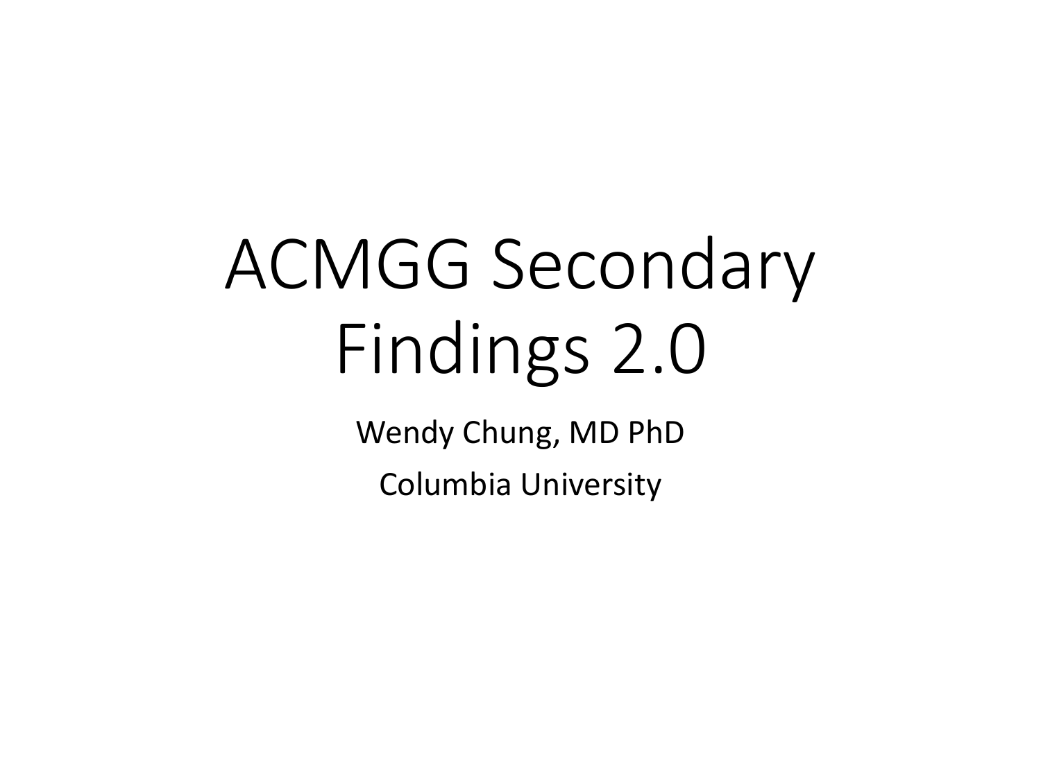# ACMGG Secondary Findings 2.0

Wendy Chung, MD PhD

Columbia University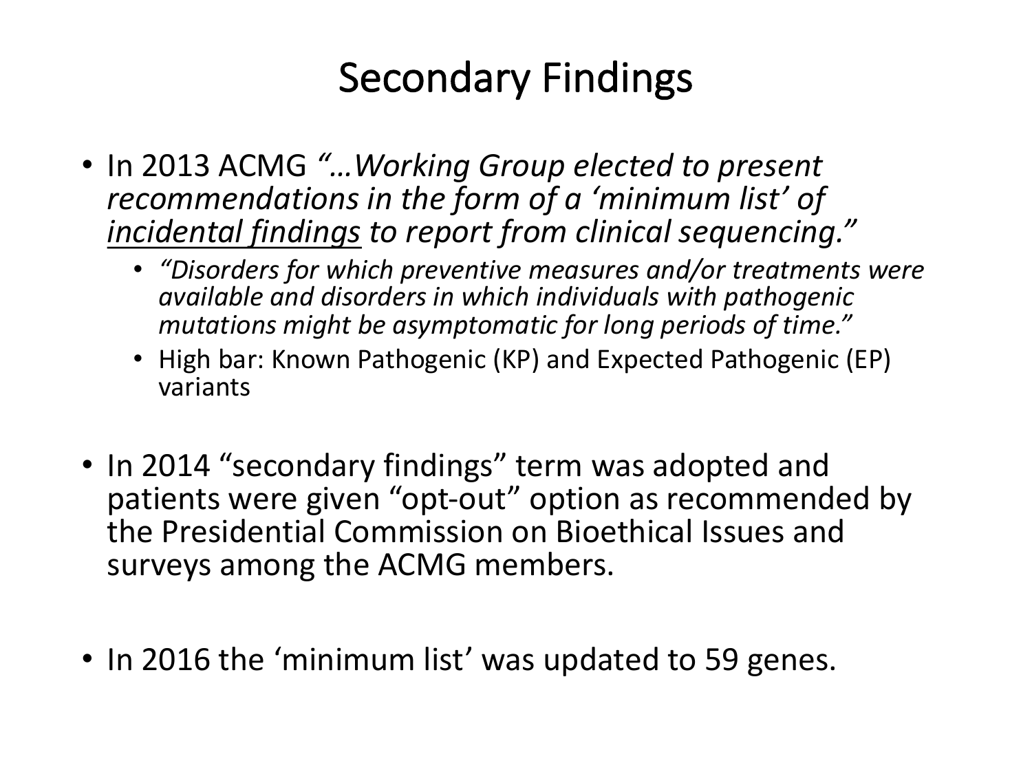# Secondary Findings

- In 2013 ACMG *"…Working Group elected to present recommendations in the form of a 'minimum list' of <u>incidental findings</u> to report from clinical sequencing."*
  - *"Disorders for which preventive measures and/or treatments were available and disorders in which individuals with pathogenic mutations might be asymptomatic for long periods of time."*
  - High bar: Known Pathogenic (KP) and Expected Pathogenic (EP) variants

- In 2014 "secondary findings" term was adopted and patients were given "opt-out" option as recommended by the Presidential Commission on Bioethical Issues and surveys among the ACMG members.

- In 2016 the 'minimum list' was updated to 59 genes.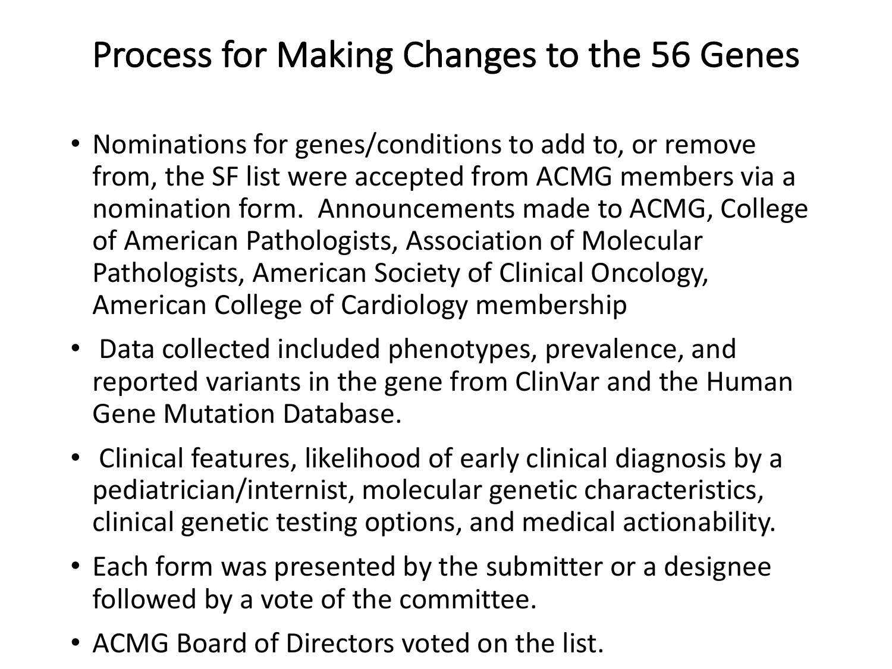# Process for Making Changes to the 56 Genes

- Nominations for genes/conditions to add to, or remove from, the SF list were accepted from ACMG members via a nomination form. Announcements made to ACMG, College of American Pathologists, Association of Molecular Pathologists, American Society of Clinical Oncology, American College of Cardiology membership
- Data collected included phenotypes, prevalence, and reported variants in the gene from ClinVar and the Human Gene Mutation Database.
- Clinical features, likelihood of early clinical diagnosis by a pediatrician/internist, molecular genetic characteristics, clinical genetic testing options, and medical actionability.
- Each form was presented by the submitter or a designee followed by a vote of the committee.
- ACMG Board of Directors voted on the list.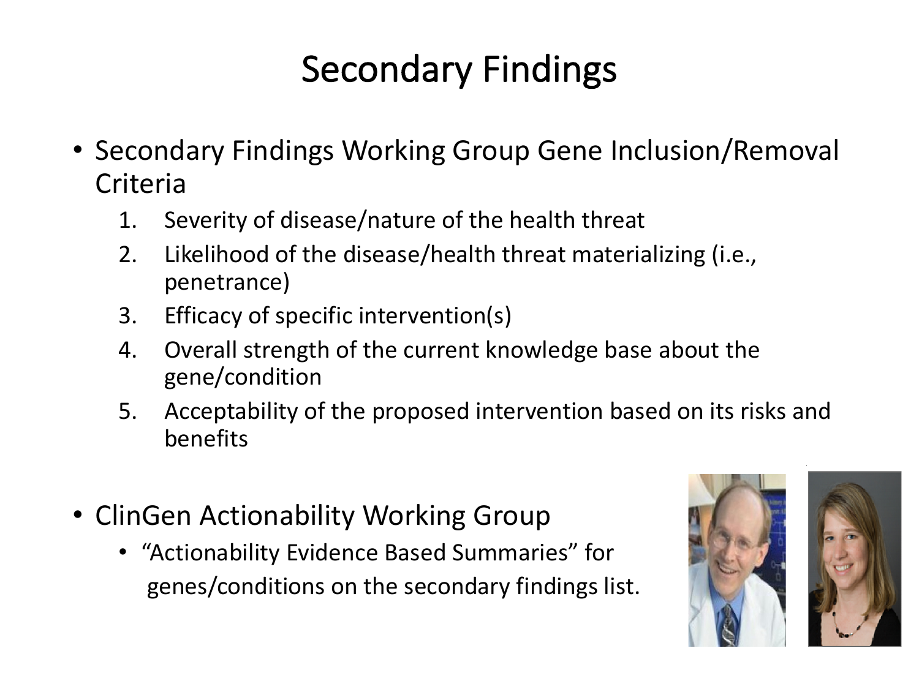# Secondary Findings

- Secondary Findings Working Group Gene Inclusion/Removal Criteria
  1. Severity of disease/nature of the health threat
  2. Likelihood of the disease/health threat materializing (i.e., penetrance)
  3. Efficacy of specific intervention(s)
  4. Overall strength of the current knowledge base about the gene/condition
  5. Acceptability of the proposed intervention based on its risks and benefits

- ClinGen Actionability Working Group
  - "Actionability Evidence Based Summaries" for genes/conditions on the secondary findings list.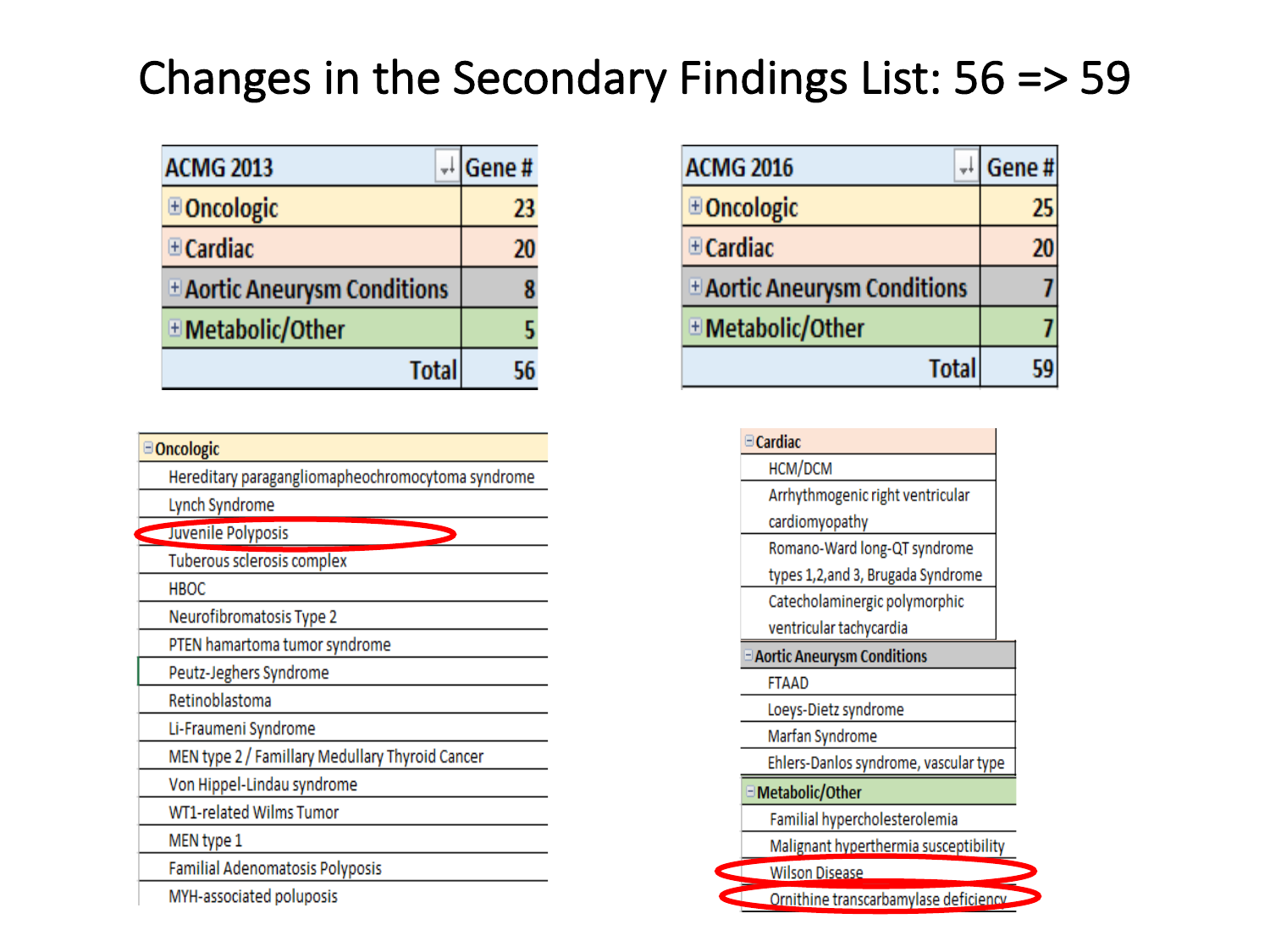# Changes in the Secondary Findings List: 56 => 59

| ACMG 2013 | Gene # |
|---|---|
| Oncologic | 23 |
| Cardiac | 20 |
| Aortic Aneurysm Conditions | 8 |
| Metabolic/Other | 5 |
| Total | 56 |

| ACMG 2016 | Gene # |
|---|---|
| Oncologic | 25 |
| Cardiac | 20 |
| Aortic Aneurysm Conditions | 7 |
| Metabolic/Other | 7 |
| Total | 59 |

| Oncologic |
|---|
| Hereditary paragangliomapheochromocytoma syndrome |
| Lynch Syndrome |
| Juvenile Polyposis |
| Tuberous sclerosis complex |
| HBOC |
| Neurofibromatosis Type 2 |
| PTEN hamartoma tumor syndrome |
| Peutz-Jeghers Syndrome |
| Retinoblastoma |
| Li-Fraumeni Syndrome |
| MEN type 2 / Familiary Medullary Thyroid Cancer |
| Von Hippel-Lindau syndrome |
| WT1-related Wilms Tumor |
| MEN type 1 |
| Familial Adenomatosis Polyposis |
| MYH-associated poluposis |

| Cardiac |
|---|
| HCM/DCM |
| Arrhythmogenic right ventricular cardiomyopathy |
| Romano-Ward long-QT syndrome types 1,2,and 3, Brugada Syndrome |
| Catecholaminergic polymorphic ventricular tachycardia |
| **Aortic Aneurysm Conditions** |
| FTAAD |
| Loeys-Dietz syndrome |
| Marfan Syndrome |
| Ehlers-Danlos syndrome, vascular type |
| **Metabolic/Other** |
| Familial hypercholesterolemia |
| Malignant hyperthermia susceptibility |
| Wilson Disease |
| Ornithine transcarbamylase deficiency |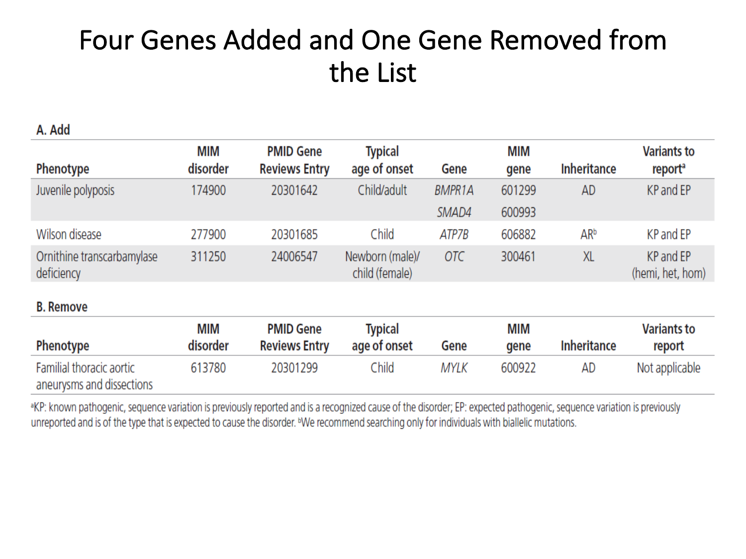# Four Genes Added and One Gene Removed from the List

**A. Add**

| Phenotype | MIM disorder | PMID Gene Reviews Entry | Typical age of onset | Gene | MIM gene | Inheritance | Variants to report[a] |
|---|---|---|---|---|---|---|---|
| Juvenile polyposis | 174900 | 20301642 | Child/adult | *BMPR1A* | 601299 | AD | KP and EP |
| | | | | *SMAD4* | 600993 | | |
| Wilson disease | 277900 | 20301685 | Child | *ATP7B* | 606882 | AR[b] | KP and EP |
| Ornithine transcarbamylase deficiency | 311250 | 24006547 | Newborn (male)/ child (female) | *OTC* | 300461 | XL | KP and EP (hemi, het, hom) |

**B. Remove**

| Phenotype | MIM disorder | PMID Gene Reviews Entry | Typical age of onset | Gene | MIM gene | Inheritance | Variants to report |
|---|---|---|---|---|---|---|---|
| Familial thoracic aortic aneurysms and dissections | 613780 | 20301299 | Child | *MYLK* | 600922 | AD | Not applicable |

[a]KP: known pathogenic, sequence variation is previously reported and is a recognized cause of the disorder; EP: expected pathogenic, sequence variation is previously unreported and is of the type that is expected to cause the disorder. [b]We recommend searching only for individuals with biallelic mutations.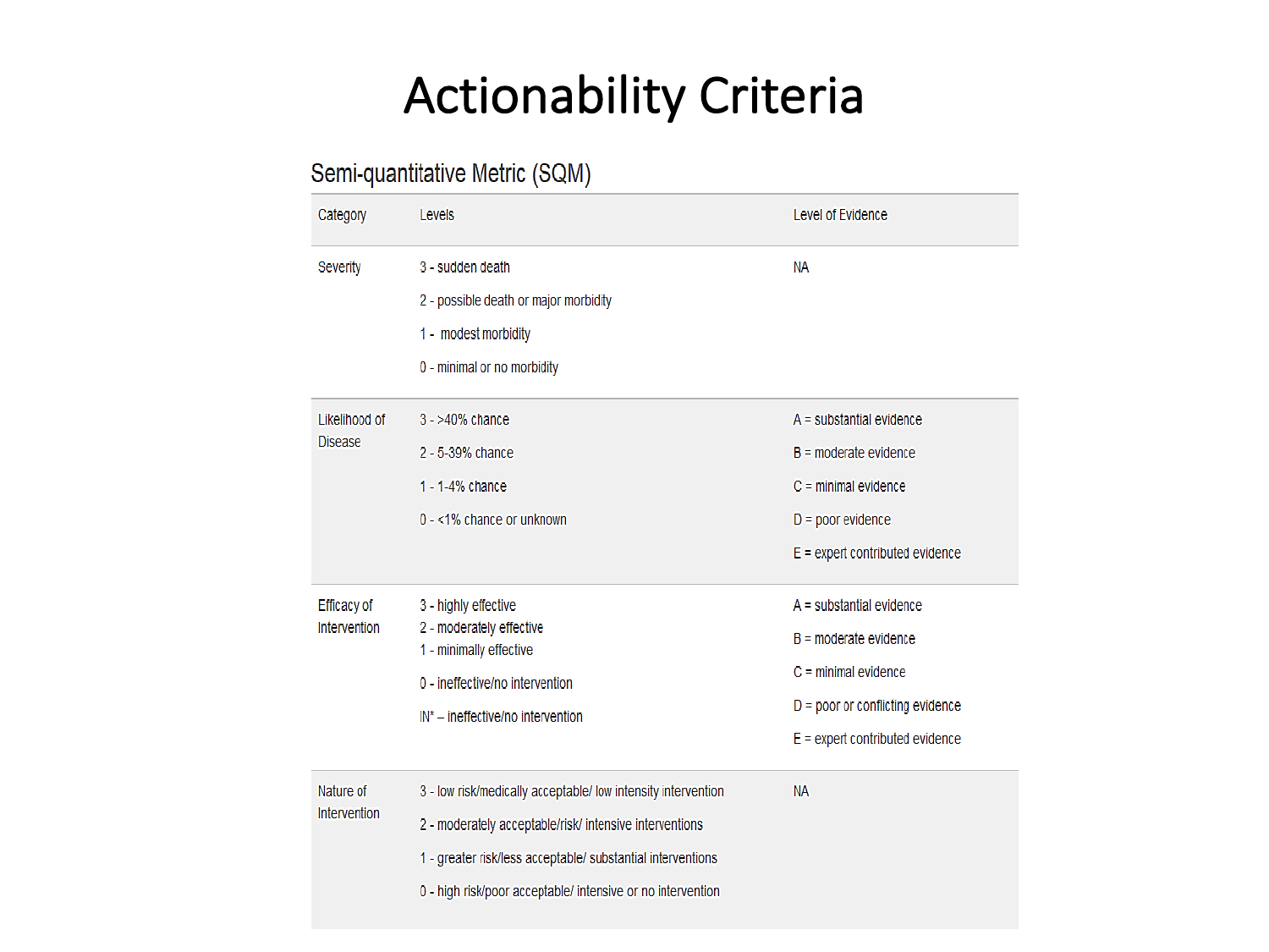# Actionability Criteria

## Semi-quantitative Metric (SQM)

| Category | Levels | Level of Evidence |
|---|---|---|
| Severity | 3 - sudden death<br>2 - possible death or major morbidity<br>1 - modest morbidity<br>0 - minimal or no morbidity | NA |
| Likelihood of Disease | 3 - >40% chance<br>2 - 5-39% chance<br>1 - 1-4% chance<br>0 - <1% chance or unknown | A = substantial evidence<br>B = moderate evidence<br>C = minimal evidence<br>D = poor evidence<br>E = expert contributed evidence |
| Efficacy of Intervention | 3 - highly effective<br>2 - moderately effective<br>1 - minimally effective<br>0 - ineffective/no intervention<br>IN* – ineffective/no intervention | A = substantial evidence<br>B = moderate evidence<br>C = minimal evidence<br>D = poor or conflicting evidence<br>E = expert contributed evidence |
| Nature of Intervention | 3 - low risk/medically acceptable/ low intensity intervention<br>2 - moderately acceptable/risk/ intensive interventions<br>1 - greater risk/less acceptable/ substantial interventions<br>0 - high risk/poor acceptable/ intensive or no intervention | NA |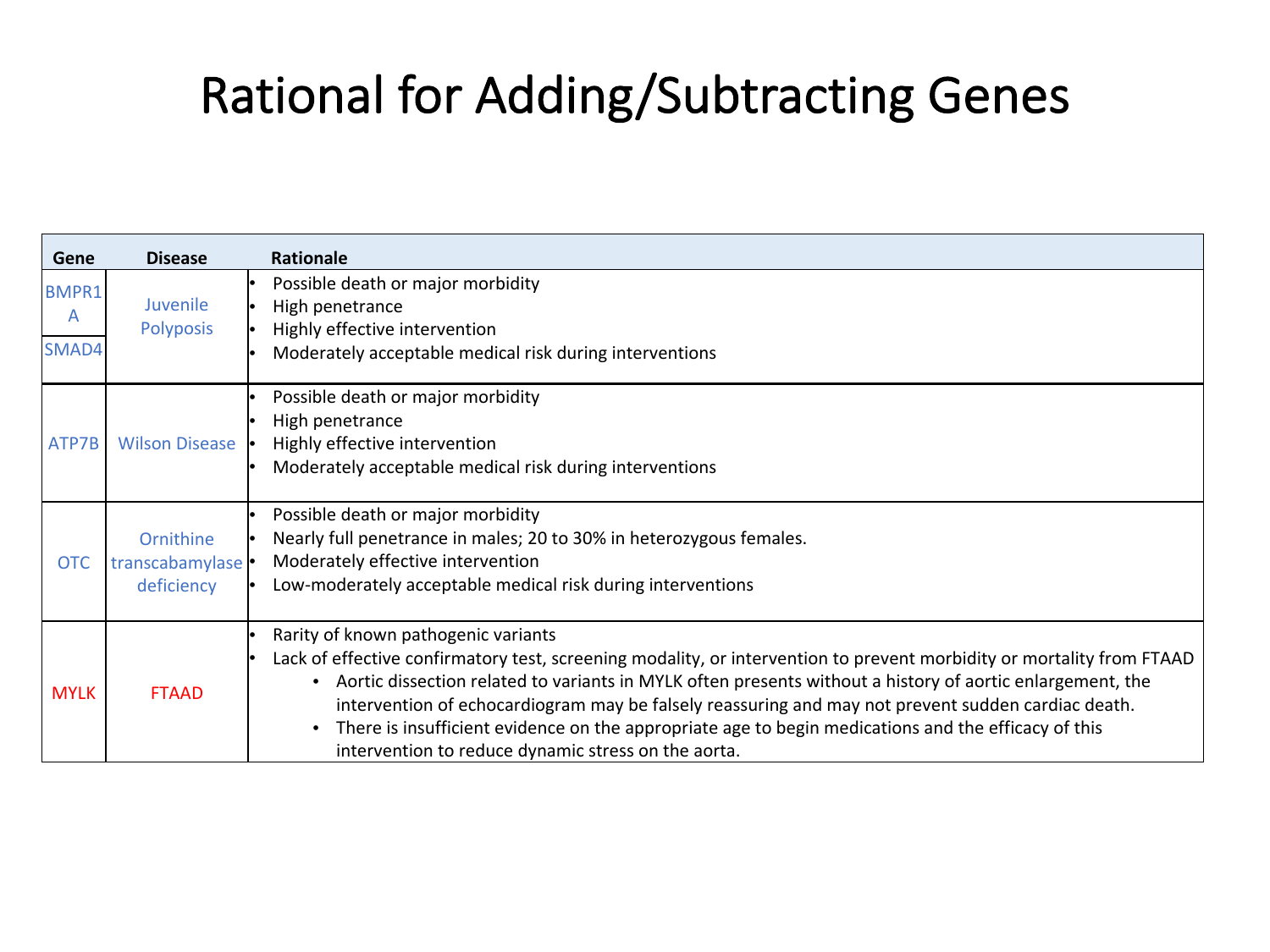# Rational for Adding/Subtracting Genes

| Gene | Disease | Rationale |
| --- | --- | --- |
| BMPR1A<br>SMAD4 | Juvenile Polyposis | • Possible death or major morbidity<br>• High penetrance<br>• Highly effective intervention<br>• Moderately acceptable medical risk during interventions |
| ATP7B | Wilson Disease | • Possible death or major morbidity<br>• High penetrance<br>• Highly effective intervention<br>• Moderately acceptable medical risk during interventions |
| OTC | Ornithine transcabamylase deficiency | • Possible death or major morbidity<br>• Nearly full penetrance in males; 20 to 30% in heterozygous females.<br>• Moderately effective intervention<br>• Low-moderately acceptable medical risk during interventions |
| MYLK | FTAAD | • Rarity of known pathogenic variants<br>• Lack of effective confirmatory test, screening modality, or intervention to prevent morbidity or mortality from FTAAD<br>&nbsp;&nbsp;&nbsp;&nbsp;• Aortic dissection related to variants in MYLK often presents without a history of aortic enlargement, the intervention of echocardiogram may be falsely reassuring and may not prevent sudden cardiac death.<br>&nbsp;&nbsp;&nbsp;&nbsp;• There is insufficient evidence on the appropriate age to begin medications and the efficacy of this intervention to reduce dynamic stress on the aorta. |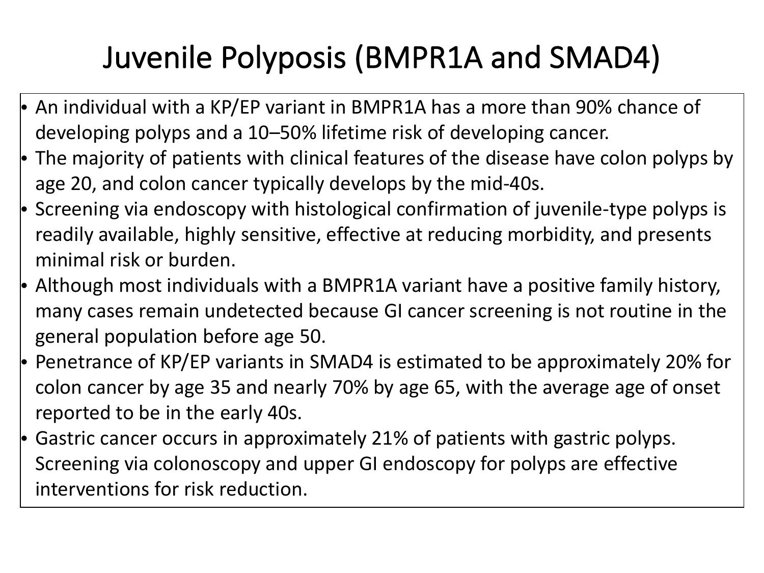# Juvenile Polyposis (BMPR1A and SMAD4)

- An individual with a KP/EP variant in BMPR1A has a more than 90% chance of developing polyps and a 10–50% lifetime risk of developing cancer.
- The majority of patients with clinical features of the disease have colon polyps by age 20, and colon cancer typically develops by the mid-40s.
- Screening via endoscopy with histological confirmation of juvenile-type polyps is readily available, highly sensitive, effective at reducing morbidity, and presents minimal risk or burden.
- Although most individuals with a BMPR1A variant have a positive family history, many cases remain undetected because GI cancer screening is not routine in the general population before age 50.
- Penetrance of KP/EP variants in SMAD4 is estimated to be approximately 20% for colon cancer by age 35 and nearly 70% by age 65, with the average age of onset reported to be in the early 40s.
- Gastric cancer occurs in approximately 21% of patients with gastric polyps. Screening via colonoscopy and upper GI endoscopy for polyps are effective interventions for risk reduction.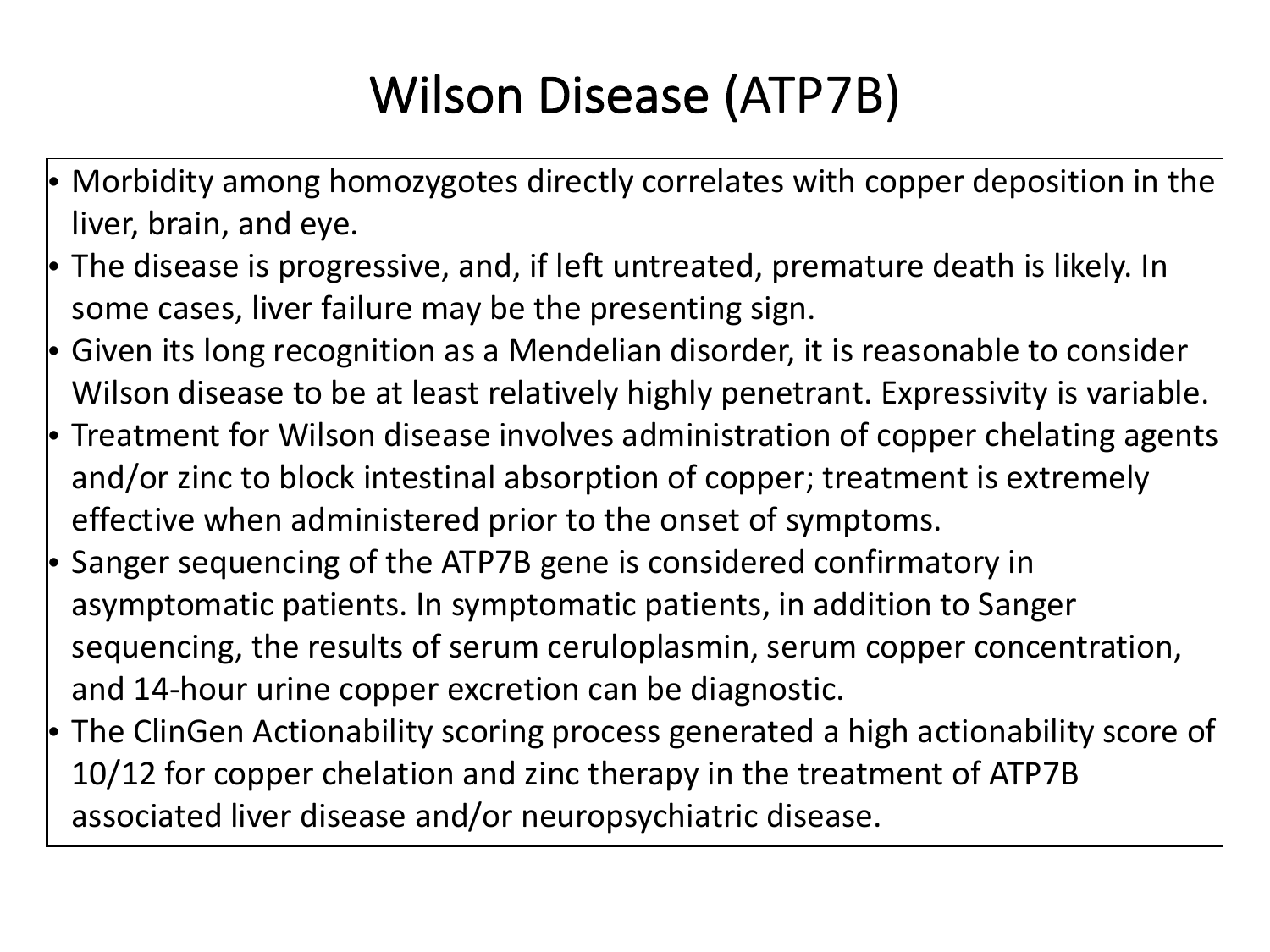# Wilson Disease (ATP7B)

- Morbidity among homozygotes directly correlates with copper deposition in the liver, brain, and eye.
- The disease is progressive, and, if left untreated, premature death is likely. In some cases, liver failure may be the presenting sign.
- Given its long recognition as a Mendelian disorder, it is reasonable to consider Wilson disease to be at least relatively highly penetrant. Expressivity is variable.
- Treatment for Wilson disease involves administration of copper chelating agents and/or zinc to block intestinal absorption of copper; treatment is extremely effective when administered prior to the onset of symptoms.
- Sanger sequencing of the ATP7B gene is considered confirmatory in asymptomatic patients. In symptomatic patients, in addition to Sanger sequencing, the results of serum ceruloplasmin, serum copper concentration, and 14-hour urine copper excretion can be diagnostic.
- The ClinGen Actionability scoring process generated a high actionability score of 10/12 for copper chelation and zinc therapy in the treatment of ATP7B associated liver disease and/or neuropsychiatric disease.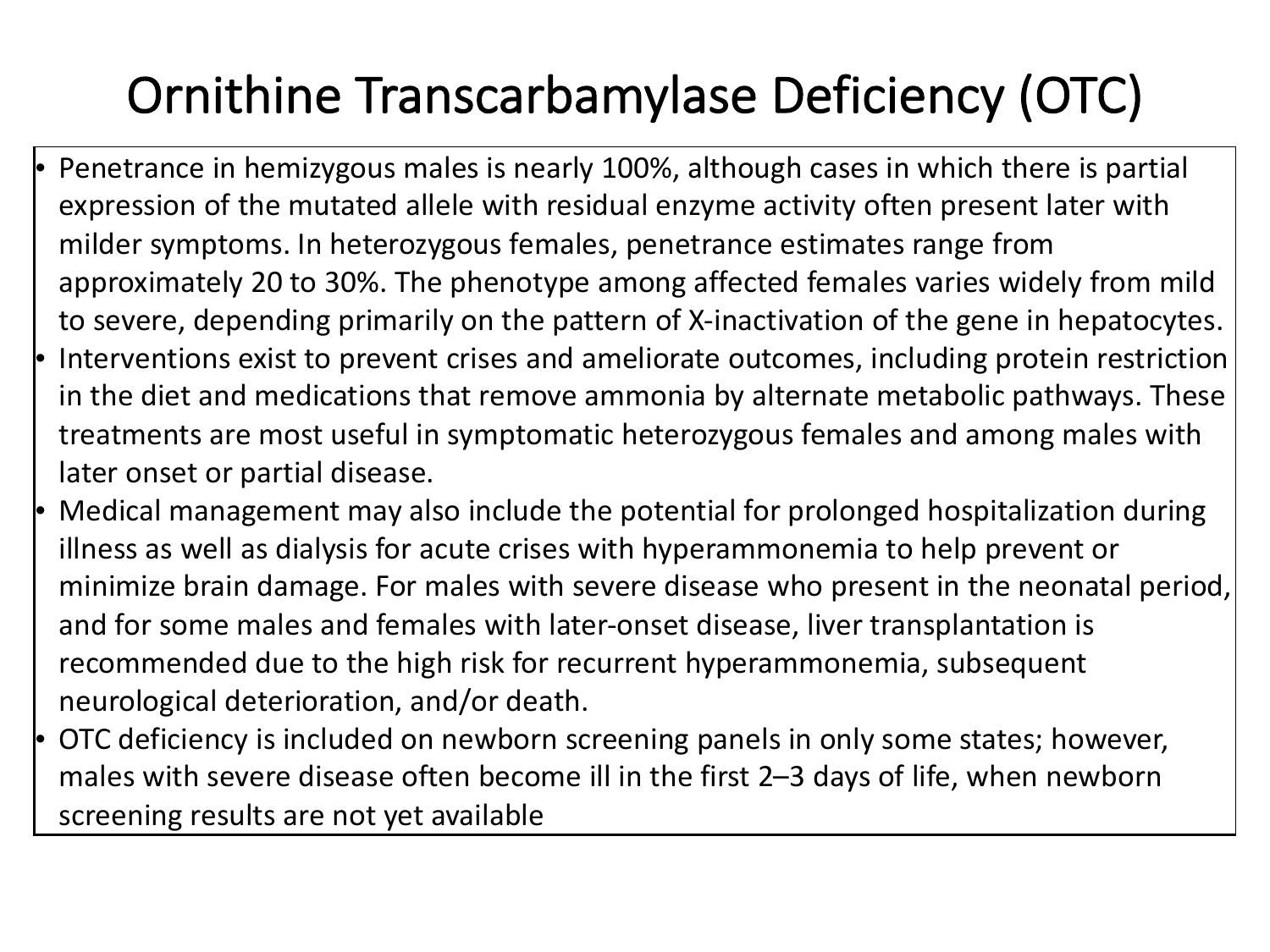# Ornithine Transcarbamylase Deficiency (OTC)

- Penetrance in hemizygous males is nearly 100%, although cases in which there is partial expression of the mutated allele with residual enzyme activity often present later with milder symptoms. In heterozygous females, penetrance estimates range from approximately 20 to 30%. The phenotype among affected females varies widely from mild to severe, depending primarily on the pattern of X-inactivation of the gene in hepatocytes.
- Interventions exist to prevent crises and ameliorate outcomes, including protein restriction in the diet and medications that remove ammonia by alternate metabolic pathways. These treatments are most useful in symptomatic heterozygous females and among males with later onset or partial disease.
- Medical management may also include the potential for prolonged hospitalization during illness as well as dialysis for acute crises with hyperammonemia to help prevent or minimize brain damage. For males with severe disease who present in the neonatal period, and for some males and females with later-onset disease, liver transplantation is recommended due to the high risk for recurrent hyperammonemia, subsequent neurological deterioration, and/or death.
- OTC deficiency is included on newborn screening panels in only some states; however, males with severe disease often become ill in the first 2–3 days of life, when newborn screening results are not yet available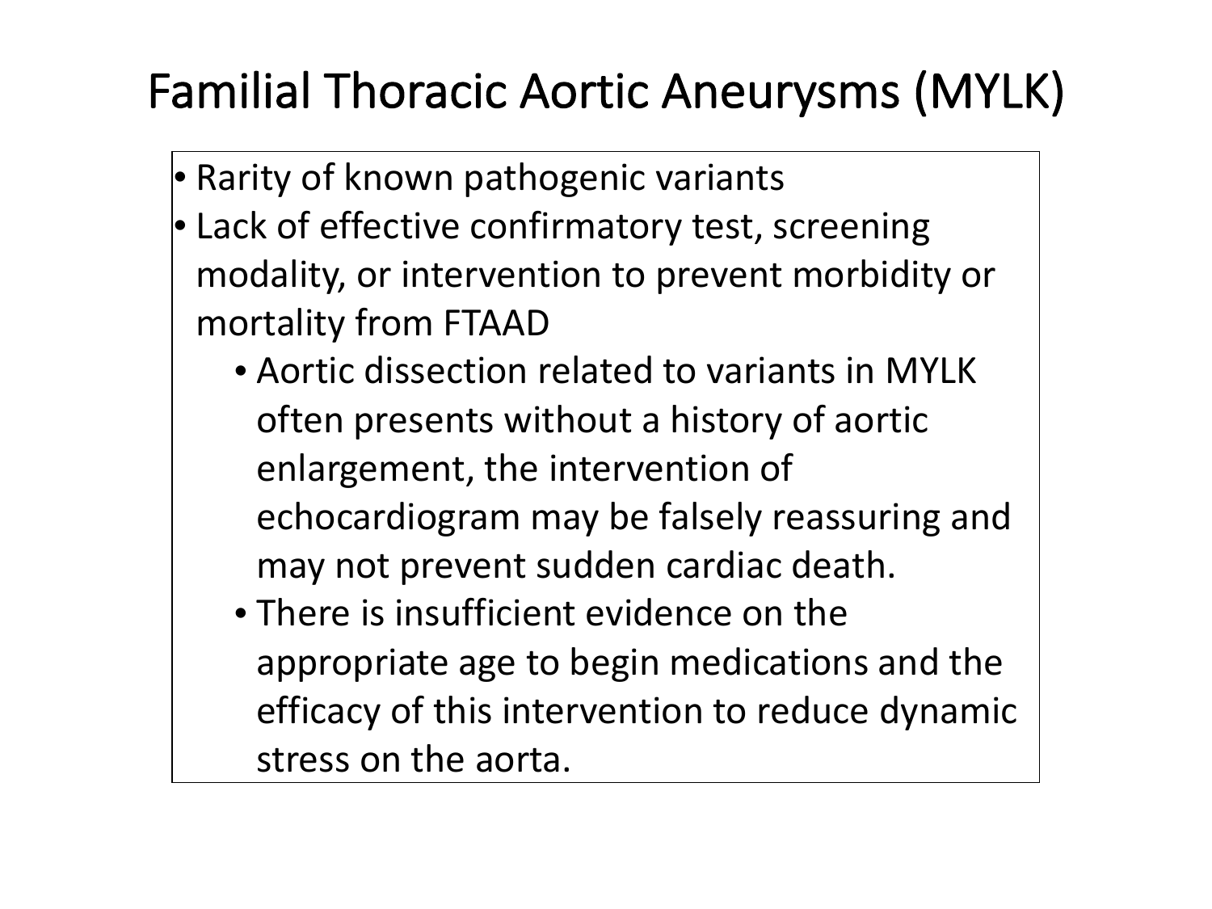# Familial Thoracic Aortic Aneurysms (MYLK)

- Rarity of known pathogenic variants
- Lack of effective confirmatory test, screening modality, or intervention to prevent morbidity or mortality from FTAAD
  - Aortic dissection related to variants in MYLK often presents without a history of aortic enlargement, the intervention of echocardiogram may be falsely reassuring and may not prevent sudden cardiac death.
  - There is insufficient evidence on the appropriate age to begin medications and the efficacy of this intervention to reduce dynamic stress on the aorta.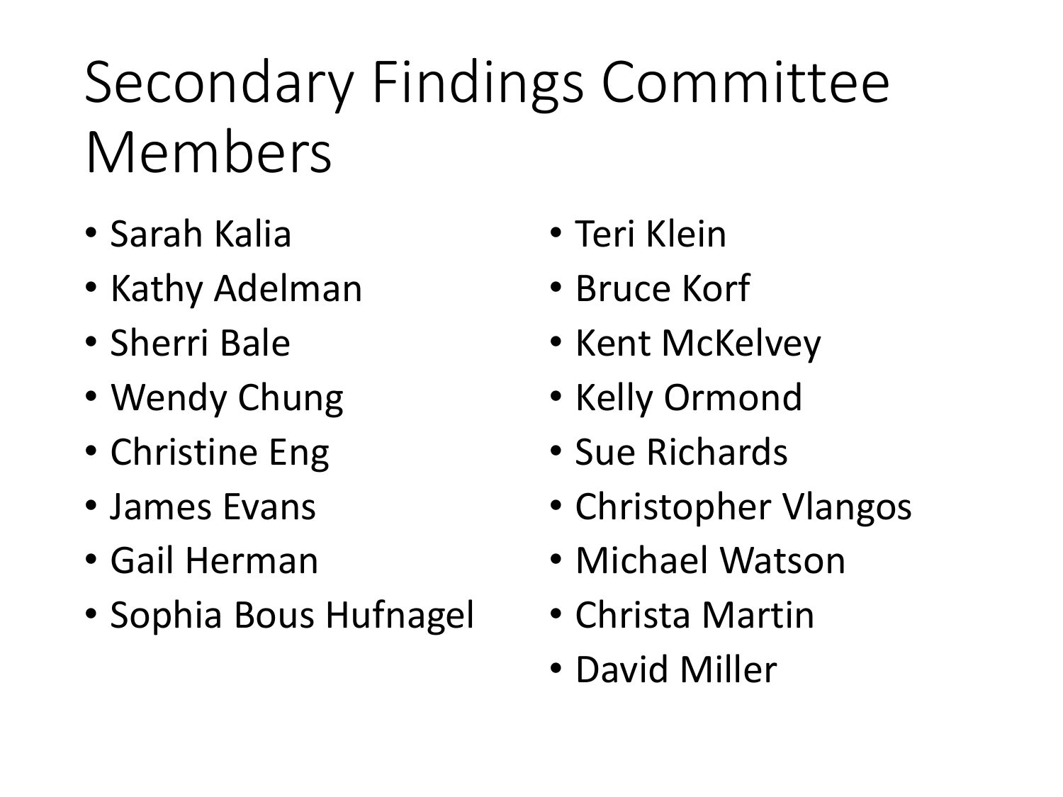# Secondary Findings Committee Members

- Sarah Kalia
- Kathy Adelman
- Sherri Bale
- Wendy Chung
- Christine Eng
- James Evans
- Gail Herman
- Sophia Bous Hufnagel
- Teri Klein
- Bruce Korf
- Kent McKelvey
- Kelly Ormond
- Sue Richards
- Christopher Vlangos
- Michael Watson
- Christa Martin
- David Miller